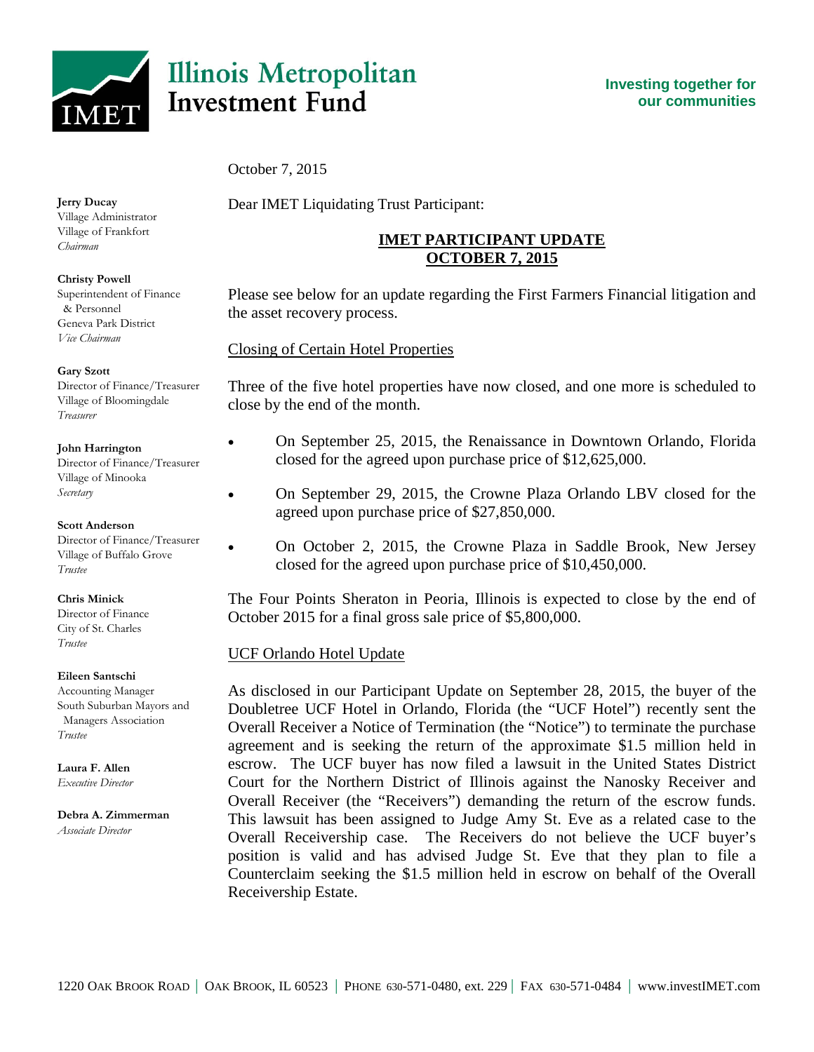# Illinois Metropolitan Investment Fund

**Investing together for our communities**

**Jerry Ducay**
Village Administrator
Village of Frankfort
*Chairman*

**Christy Powell**
Superintendent of Finance & Personnel
Geneva Park District
*Vice Chairman*

**Gary Szott**
Director of Finance/Treasurer
Village of Bloomingdale
*Treasurer*

**John Harrington**
Director of Finance/Treasurer
Village of Minooka
*Secretary*

**Scott Anderson**
Director of Finance/Treasurer
Village of Buffalo Grove
*Trustee*

**Chris Minick**
Director of Finance
City of St. Charles
*Trustee*

**Eileen Santschi**
Accounting Manager
South Suburban Mayors and Managers Association
*Trustee*

**Laura F. Allen**
*Executive Director*

**Debra A. Zimmerman**
*Associate Director*

October 7, 2015

Dear IMET Liquidating Trust Participant:

## IMET PARTICIPANT UPDATE OCTOBER 7, 2015

Please see below for an update regarding the First Farmers Financial litigation and the asset recovery process.

### Closing of Certain Hotel Properties

Three of the five hotel properties have now closed, and one more is scheduled to close by the end of the month.

- On September 25, 2015, the Renaissance in Downtown Orlando, Florida closed for the agreed upon purchase price of $12,625,000.
- On September 29, 2015, the Crowne Plaza Orlando LBV closed for the agreed upon purchase price of $27,850,000.
- On October 2, 2015, the Crowne Plaza in Saddle Brook, New Jersey closed for the agreed upon purchase price of $10,450,000.

The Four Points Sheraton in Peoria, Illinois is expected to close by the end of October 2015 for a final gross sale price of $5,800,000.

### UCF Orlando Hotel Update

As disclosed in our Participant Update on September 28, 2015, the buyer of the Doubletree UCF Hotel in Orlando, Florida (the "UCF Hotel") recently sent the Overall Receiver a Notice of Termination (the "Notice") to terminate the purchase agreement and is seeking the return of the approximate $1.5 million held in escrow. The UCF buyer has now filed a lawsuit in the United States District Court for the Northern District of Illinois against the Nanosky Receiver and Overall Receiver (the "Receivers") demanding the return of the escrow funds. This lawsuit has been assigned to Judge Amy St. Eve as a related case to the Overall Receivership case. The Receivers do not believe the UCF buyer's position is valid and has advised Judge St. Eve that they plan to file a Counterclaim seeking the $1.5 million held in escrow on behalf of the Overall Receivership Estate.

1220 Oak Brook Road | Oak Brook, IL 60523 | Phone 630-571-0480, ext. 229 | Fax 630-571-0484 | www.investIMET.com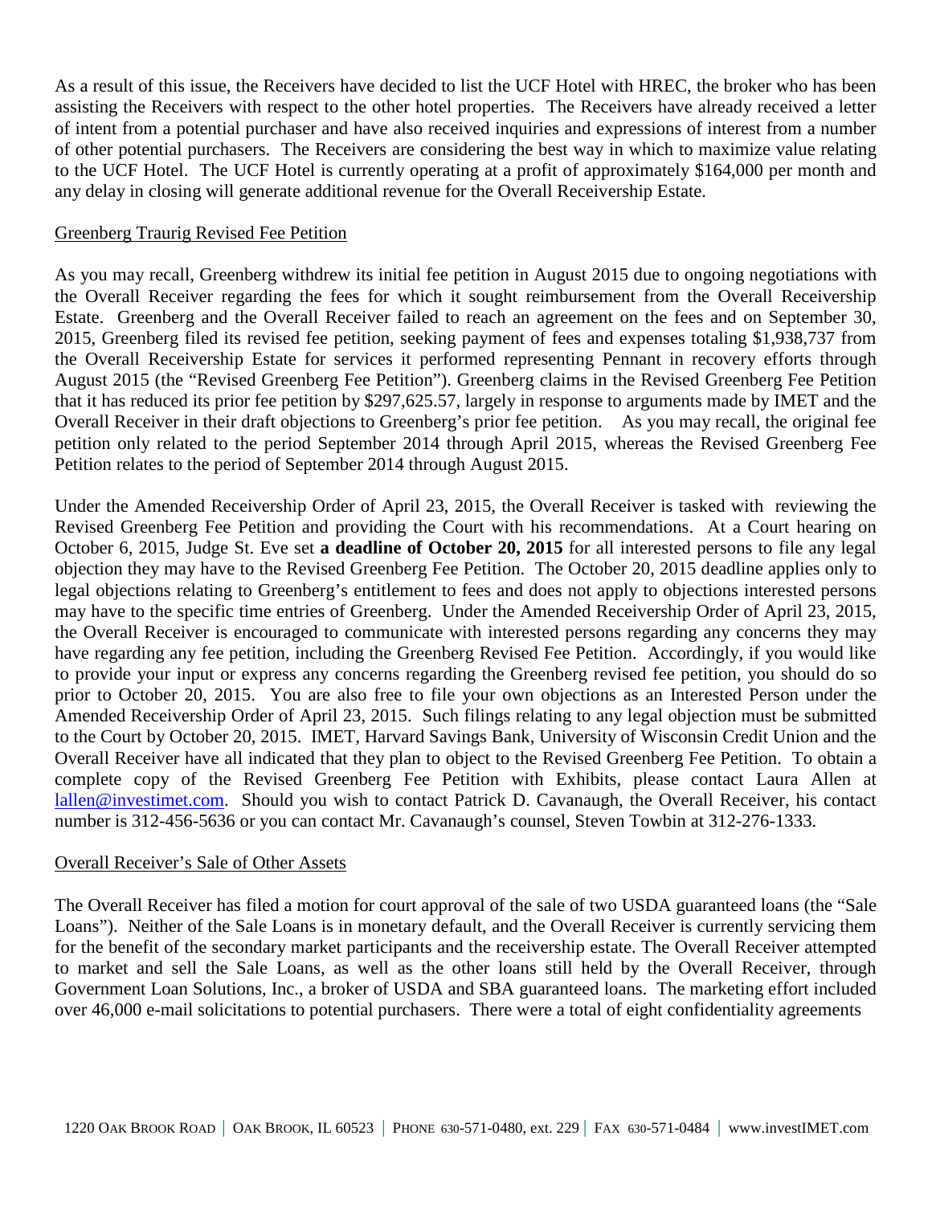As a result of this issue, the Receivers have decided to list the UCF Hotel with HREC, the broker who has been assisting the Receivers with respect to the other hotel properties. The Receivers have already received a letter of intent from a potential purchaser and have also received inquiries and expressions of interest from a number of other potential purchasers. The Receivers are considering the best way in which to maximize value relating to the UCF Hotel. The UCF Hotel is currently operating at a profit of approximately $164,000 per month and any delay in closing will generate additional revenue for the Overall Receivership Estate.

<u>Greenberg Traurig Revised Fee Petition</u>

As you may recall, Greenberg withdrew its initial fee petition in August 2015 due to ongoing negotiations with the Overall Receiver regarding the fees for which it sought reimbursement from the Overall Receivership Estate. Greenberg and the Overall Receiver failed to reach an agreement on the fees and on September 30, 2015, Greenberg filed its revised fee petition, seeking payment of fees and expenses totaling $1,938,737 from the Overall Receivership Estate for services it performed representing Pennant in recovery efforts through August 2015 (the "Revised Greenberg Fee Petition"). Greenberg claims in the Revised Greenberg Fee Petition that it has reduced its prior fee petition by $297,625.57, largely in response to arguments made by IMET and the Overall Receiver in their draft objections to Greenberg's prior fee petition. As you may recall, the original fee petition only related to the period September 2014 through April 2015, whereas the Revised Greenberg Fee Petition relates to the period of September 2014 through August 2015.

Under the Amended Receivership Order of April 23, 2015, the Overall Receiver is tasked with reviewing the Revised Greenberg Fee Petition and providing the Court with his recommendations. At a Court hearing on October 6, 2015, Judge St. Eve set **a deadline of October 20, 2015** for all interested persons to file any legal objection they may have to the Revised Greenberg Fee Petition. The October 20, 2015 deadline applies only to legal objections relating to Greenberg's entitlement to fees and does not apply to objections interested persons may have to the specific time entries of Greenberg. Under the Amended Receivership Order of April 23, 2015, the Overall Receiver is encouraged to communicate with interested persons regarding any concerns they may have regarding any fee petition, including the Greenberg Revised Fee Petition. Accordingly, if you would like to provide your input or express any concerns regarding the Greenberg revised fee petition, you should do so prior to October 20, 2015. You are also free to file your own objections as an Interested Person under the Amended Receivership Order of April 23, 2015. Such filings relating to any legal objection must be submitted to the Court by October 20, 2015. IMET, Harvard Savings Bank, University of Wisconsin Credit Union and the Overall Receiver have all indicated that they plan to object to the Revised Greenberg Fee Petition. To obtain a complete copy of the Revised Greenberg Fee Petition with Exhibits, please contact Laura Allen at lallen@investimet.com. Should you wish to contact Patrick D. Cavanaugh, the Overall Receiver, his contact number is 312-456-5636 or you can contact Mr. Cavanaugh's counsel, Steven Towbin at 312-276-1333.

<u>Overall Receiver's Sale of Other Assets</u>

The Overall Receiver has filed a motion for court approval of the sale of two USDA guaranteed loans (the "Sale Loans"). Neither of the Sale Loans is in monetary default, and the Overall Receiver is currently servicing them for the benefit of the secondary market participants and the receivership estate. The Overall Receiver attempted to market and sell the Sale Loans, as well as the other loans still held by the Overall Receiver, through Government Loan Solutions, Inc., a broker of USDA and SBA guaranteed loans. The marketing effort included over 46,000 e-mail solicitations to potential purchasers. There were a total of eight confidentiality agreements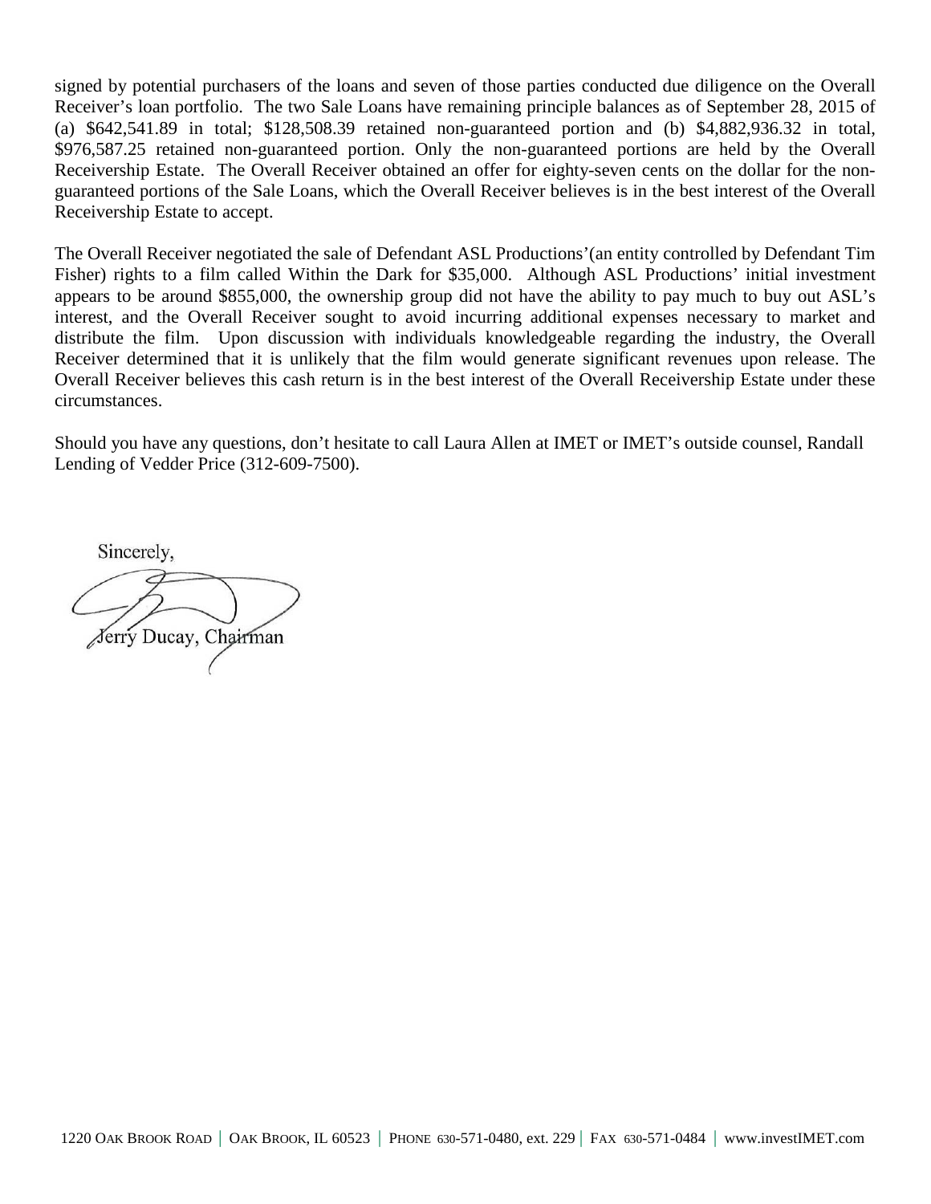signed by potential purchasers of the loans and seven of those parties conducted due diligence on the Overall Receiver's loan portfolio. The two Sale Loans have remaining principle balances as of September 28, 2015 of (a) $642,541.89 in total; $128,508.39 retained non-guaranteed portion and (b) $4,882,936.32 in total, $976,587.25 retained non-guaranteed portion. Only the non-guaranteed portions are held by the Overall Receivership Estate. The Overall Receiver obtained an offer for eighty-seven cents on the dollar for the non-guaranteed portions of the Sale Loans, which the Overall Receiver believes is in the best interest of the Overall Receivership Estate to accept.

The Overall Receiver negotiated the sale of Defendant ASL Productions'(an entity controlled by Defendant Tim Fisher) rights to a film called Within the Dark for $35,000. Although ASL Productions' initial investment appears to be around $855,000, the ownership group did not have the ability to pay much to buy out ASL's interest, and the Overall Receiver sought to avoid incurring additional expenses necessary to market and distribute the film. Upon discussion with individuals knowledgeable regarding the industry, the Overall Receiver determined that it is unlikely that the film would generate significant revenues upon release. The Overall Receiver believes this cash return is in the best interest of the Overall Receivership Estate under these circumstances.

Should you have any questions, don't hesitate to call Laura Allen at IMET or IMET's outside counsel, Randall Lending of Vedder Price (312-609-7500).

Sincerely,

Jerry Ducay, Chairman

1220 Oak Brook Road | Oak Brook, IL 60523 | Phone 630-571-0480, ext. 229 | Fax 630-571-0484 | www.investIMET.com